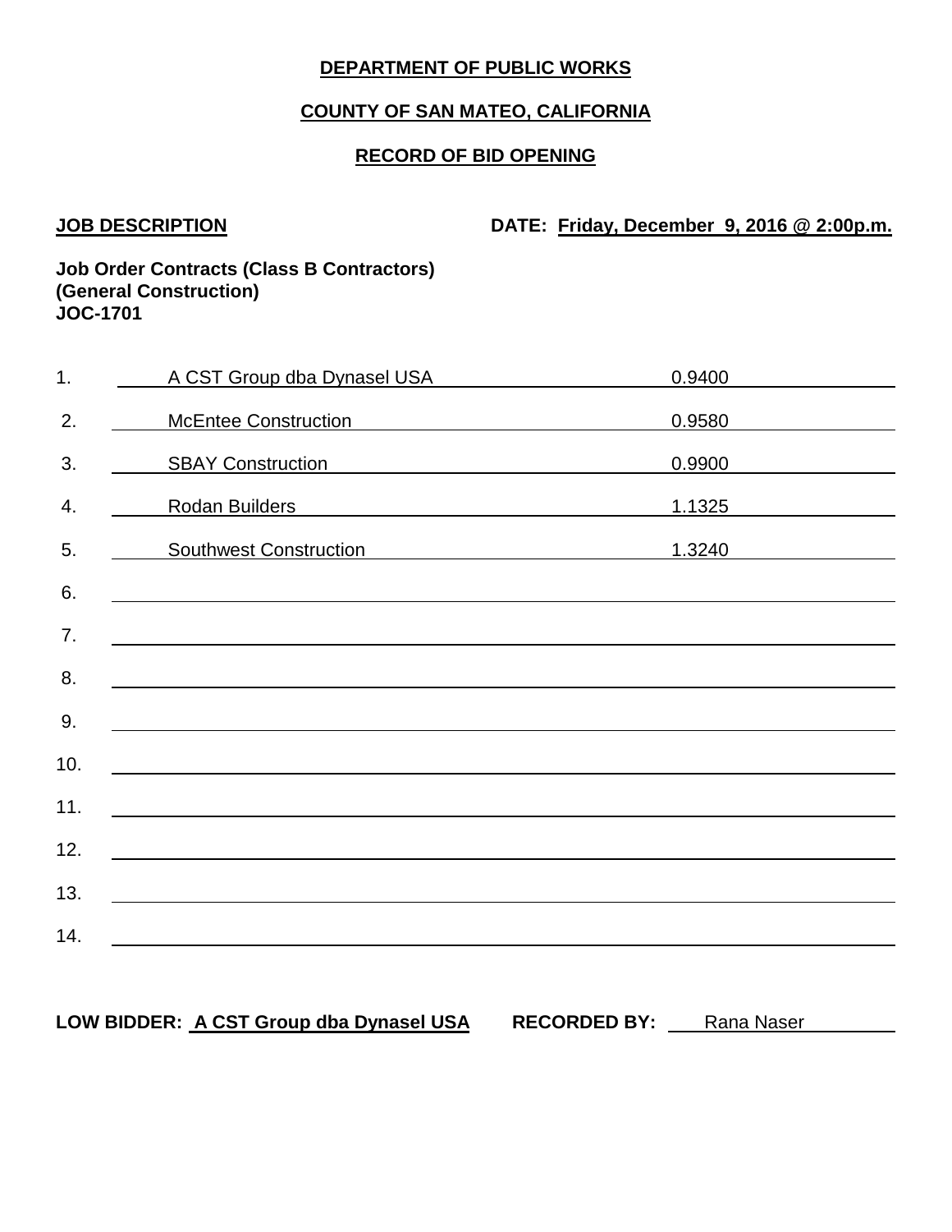**DEPARTMENT OF PUBLIC WORKS**

**COUNTY OF SAN MATEO, CALIFORNIA**

**RECORD OF BID OPENING**

**JOB DESCRIPTION** **DATE: Friday, December 9, 2016 @ 2:00p.m.**

**Job Order Contracts (Class B Contractors)**
**(General Construction)**
**JOC-1701**

| No. | Bidder | Bid |
|---|---|---|
| 1. | A CST Group dba Dynasel USA | 0.9400 |
| 2. | McEntee Construction | 0.9580 |
| 3. | SBAY Construction | 0.9900 |
| 4. | Rodan Builders | 1.1325 |
| 5. | Southwest Construction | 1.3240 |
| 6. | | |
| 7. | | |
| 8. | | |
| 9. | | |
| 10. | | |
| 11. | | |
| 12. | | |
| 13. | | |
| 14. | | |

**LOW BIDDER: A CST Group dba Dynasel USA** **RECORDED BY:** Rana Naser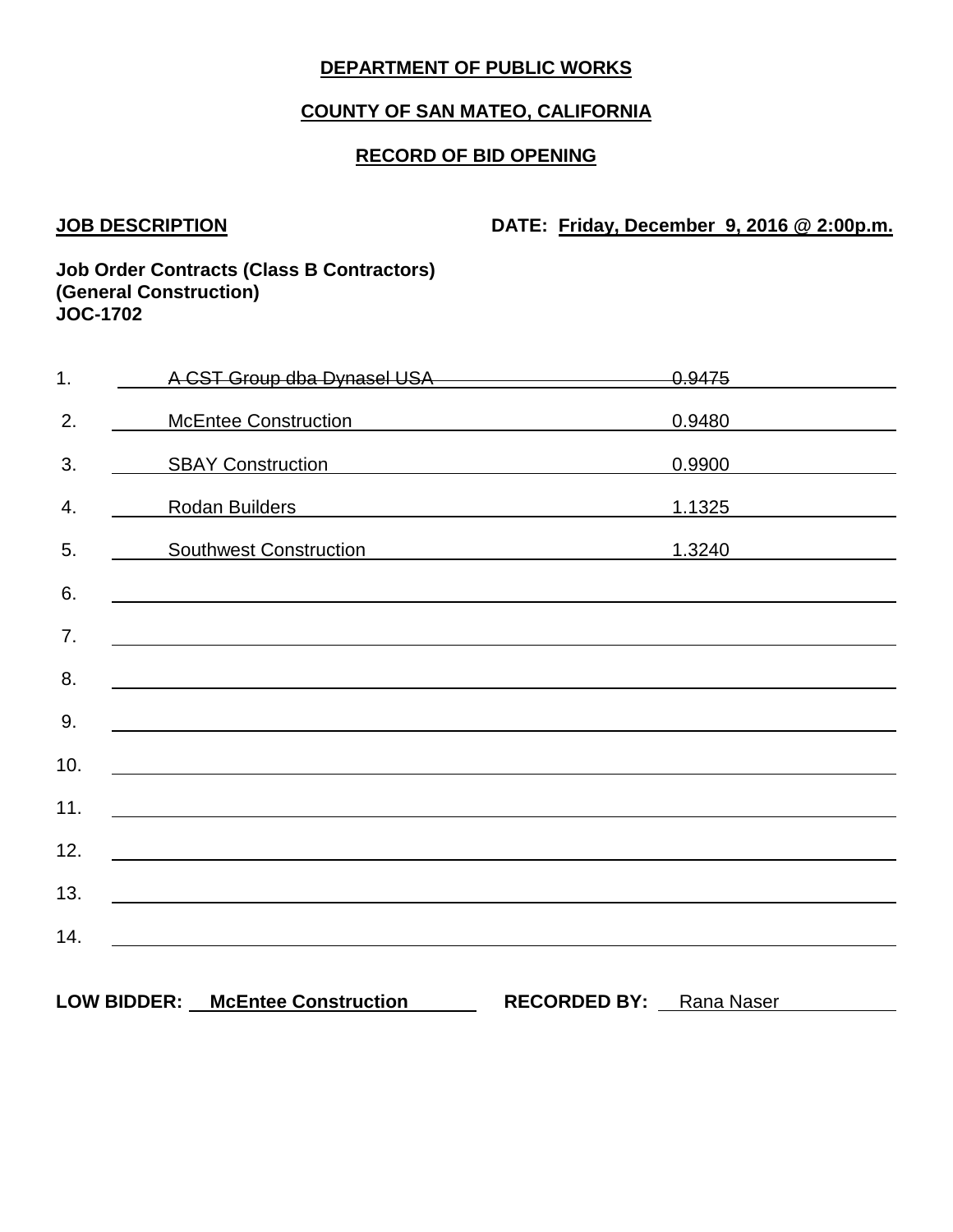**DEPARTMENT OF PUBLIC WORKS**

**COUNTY OF SAN MATEO, CALIFORNIA**

**RECORD OF BID OPENING**

**JOB DESCRIPTION** **DATE: Friday, December 9, 2016 @ 2:00p.m.**

**Job Order Contracts (Class B Contractors)**
**(General Construction)**
**JOC-1702**

| No. | Bidder | Bid |
|---|---|---|
| 1. | ~~A CST Group dba Dynasel USA~~ | ~~0.9475~~ |
| 2. | McEntee Construction | 0.9480 |
| 3. | SBAY Construction | 0.9900 |
| 4. | Rodan Builders | 1.1325 |
| 5. | Southwest Construction | 1.3240 |
| 6. | | |
| 7. | | |
| 8. | | |
| 9. | | |
| 10. | | |
| 11. | | |
| 12. | | |
| 13. | | |
| 14. | | |

**LOW BIDDER:** **McEntee Construction** **RECORDED BY:** Rana Naser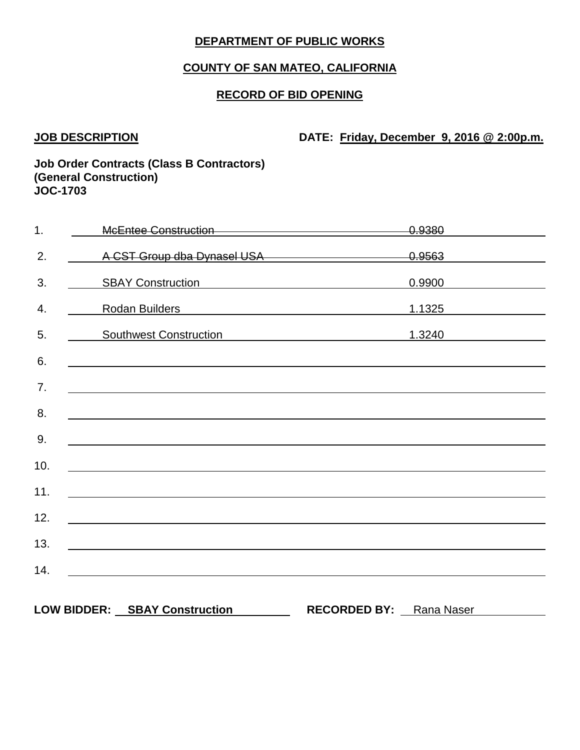**DEPARTMENT OF PUBLIC WORKS**

**COUNTY OF SAN MATEO, CALIFORNIA**

**RECORD OF BID OPENING**

**JOB DESCRIPTION** **DATE: Friday, December 9, 2016 @ 2:00p.m.**

**Job Order Contracts (Class B Contractors)**
**(General Construction)**
**JOC-1703**

| No. | Bidder | Bid |
|---|---|---|
| 1. | ~~McEntee Construction~~ | ~~0.9380~~ |
| 2. | ~~A CST Group dba Dynasel USA~~ | ~~0.9563~~ |
| 3. | SBAY Construction | 0.9900 |
| 4. | Rodan Builders | 1.1325 |
| 5. | Southwest Construction | 1.3240 |
| 6. | | |
| 7. | | |
| 8. | | |
| 9. | | |
| 10. | | |
| 11. | | |
| 12. | | |
| 13. | | |
| 14. | | |

**LOW BIDDER:** **SBAY Construction** **RECORDED BY:** Rana Naser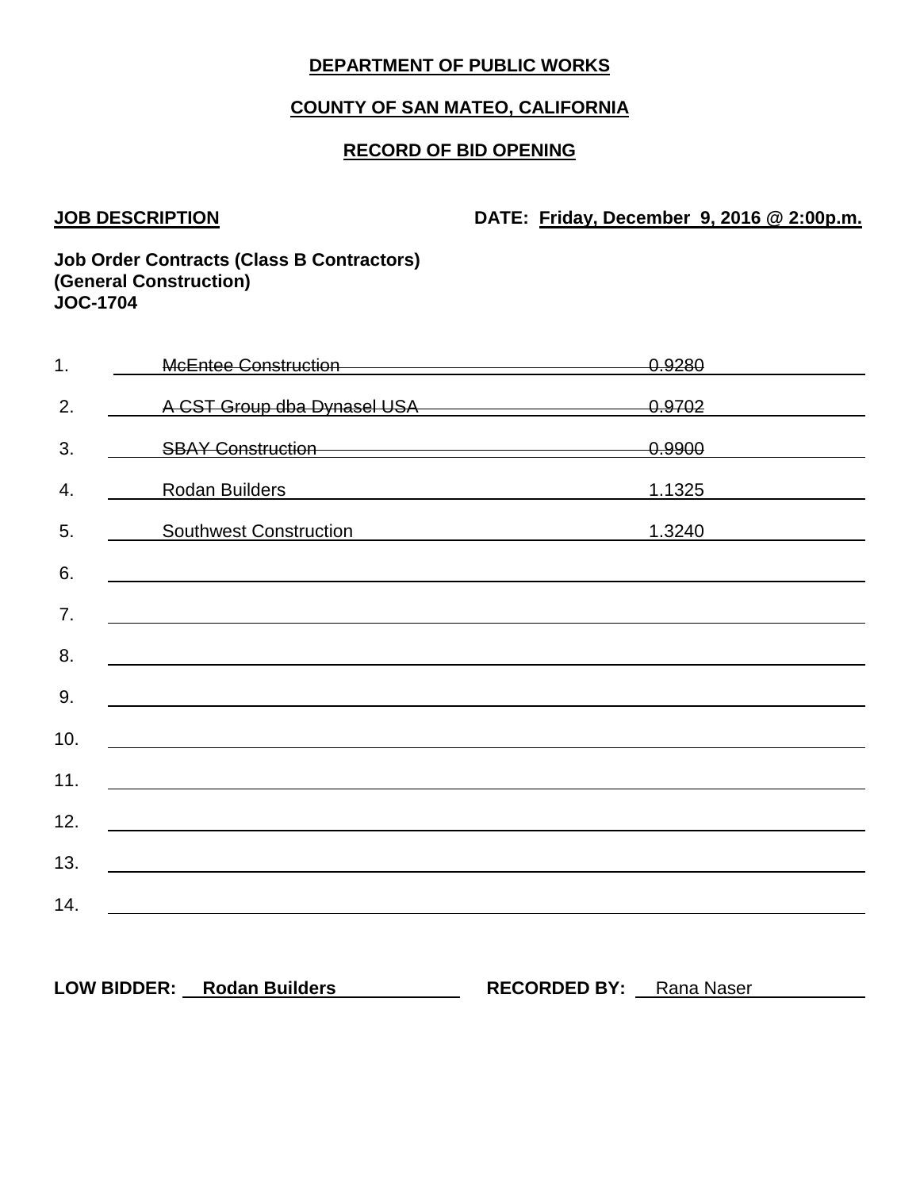**DEPARTMENT OF PUBLIC WORKS**

**COUNTY OF SAN MATEO, CALIFORNIA**

**RECORD OF BID OPENING**

**JOB DESCRIPTION** **DATE: Friday, December 9, 2016 @ 2:00p.m.**

**Job Order Contracts (Class B Contractors)**
**(General Construction)**
**JOC-1704**

| | | |
|---|---|---|
| 1. | ~~McEntee Construction~~ | ~~0.9280~~ |
| 2. | ~~A CST Group dba Dynasel USA~~ | ~~0.9702~~ |
| 3. | ~~SBAY Construction~~ | ~~0.9900~~ |
| 4. | Rodan Builders | 1.1325 |
| 5. | Southwest Construction | 1.3240 |
| 6. | | |
| 7. | | |
| 8. | | |
| 9. | | |
| 10. | | |
| 11. | | |
| 12. | | |
| 13. | | |
| 14. | | |

**LOW BIDDER:** **Rodan Builders** **RECORDED BY:** Rana Naser